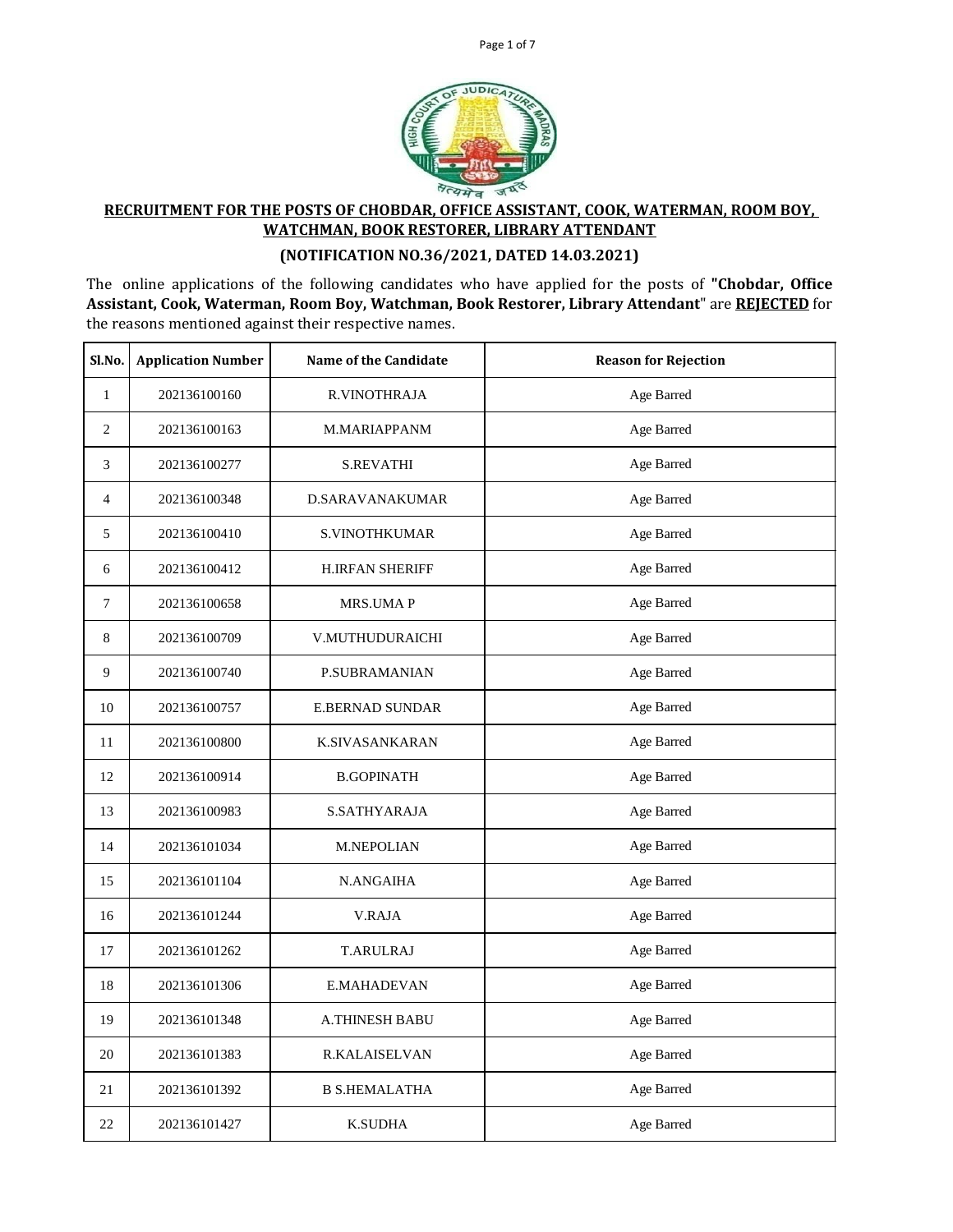## RECRUITMENT FOR THE POSTS OF CHOBDAR, OFFICE ASSISTANT, COOK, WATERMAN, ROOM BOY, WATCHMAN, BOOK RESTORER, LIBRARY ATTENDANT

### (NOTIFICATION NO.36/2021, DATED 14.03.2021)

The online applications of the following candidates who have applied for the posts of **"Chobdar, Office Assistant, Cook, Waterman, Room Boy, Watchman, Book Restorer, Library Attendant"** are **REJECTED** for the reasons mentioned against their respective names.

| Sl.No. | Application Number | Name of the Candidate | Reason for Rejection |
|---|---|---|---|
| 1 | 202136100160 | R.VINOTHRAJA | Age Barred |
| 2 | 202136100163 | M.MARIAPPANM | Age Barred |
| 3 | 202136100277 | S.REVATHI | Age Barred |
| 4 | 202136100348 | D.SARAVANAKUMAR | Age Barred |
| 5 | 202136100410 | S.VINOTHKUMAR | Age Barred |
| 6 | 202136100412 | H.IRFAN SHERIFF | Age Barred |
| 7 | 202136100658 | MRS.UMA P | Age Barred |
| 8 | 202136100709 | V.MUTHUDURAICHI | Age Barred |
| 9 | 202136100740 | P.SUBRAMANIAN | Age Barred |
| 10 | 202136100757 | E.BERNAD SUNDAR | Age Barred |
| 11 | 202136100800 | K.SIVASANKARAN | Age Barred |
| 12 | 202136100914 | B.GOPINATH | Age Barred |
| 13 | 202136100983 | S.SATHYARAJA | Age Barred |
| 14 | 202136101034 | M.NEPOLIAN | Age Barred |
| 15 | 202136101104 | N.ANGAIHA | Age Barred |
| 16 | 202136101244 | V.RAJA | Age Barred |
| 17 | 202136101262 | T.ARULRAJ | Age Barred |
| 18 | 202136101306 | E.MAHADEVAN | Age Barred |
| 19 | 202136101348 | A.THINESH BABU | Age Barred |
| 20 | 202136101383 | R.KALAISELVAN | Age Barred |
| 21 | 202136101392 | B S.HEMALATHA | Age Barred |
| 22 | 202136101427 | K.SUDHA | Age Barred |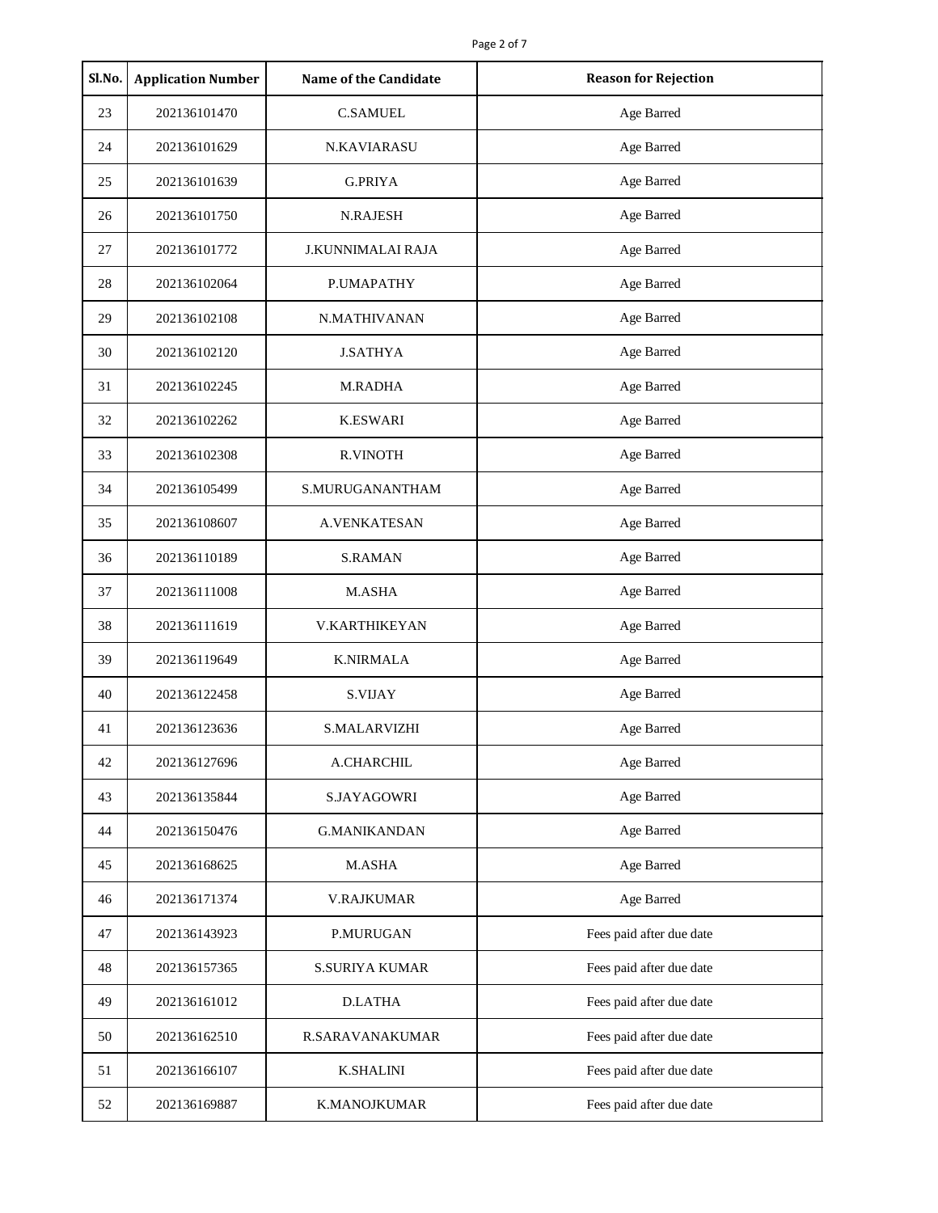| Sl.No. | Application Number | Name of the Candidate | Reason for Rejection |
|---|---|---|---|
| 23 | 202136101470 | C.SAMUEL | Age Barred |
| 24 | 202136101629 | N.KAVIARASU | Age Barred |
| 25 | 202136101639 | G.PRIYA | Age Barred |
| 26 | 202136101750 | N.RAJESH | Age Barred |
| 27 | 202136101772 | J.KUNNIMALAI RAJA | Age Barred |
| 28 | 202136102064 | P.UMAPATHY | Age Barred |
| 29 | 202136102108 | N.MATHIVANAN | Age Barred |
| 30 | 202136102120 | J.SATHYA | Age Barred |
| 31 | 202136102245 | M.RADHA | Age Barred |
| 32 | 202136102262 | K.ESWARI | Age Barred |
| 33 | 202136102308 | R.VINOTH | Age Barred |
| 34 | 202136105499 | S.MURUGANANTHAM | Age Barred |
| 35 | 202136108607 | A.VENKATESAN | Age Barred |
| 36 | 202136110189 | S.RAMAN | Age Barred |
| 37 | 202136111008 | M.ASHA | Age Barred |
| 38 | 202136111619 | V.KARTHIKEYAN | Age Barred |
| 39 | 202136119649 | K.NIRMALA | Age Barred |
| 40 | 202136122458 | S.VIJAY | Age Barred |
| 41 | 202136123636 | S.MALARVIZHI | Age Barred |
| 42 | 202136127696 | A.CHARCHIL | Age Barred |
| 43 | 202136135844 | S.JAYAGOWRI | Age Barred |
| 44 | 202136150476 | G.MANIKANDAN | Age Barred |
| 45 | 202136168625 | M.ASHA | Age Barred |
| 46 | 202136171374 | V.RAJKUMAR | Age Barred |
| 47 | 202136143923 | P.MURUGAN | Fees paid after due date |
| 48 | 202136157365 | S.SURIYA KUMAR | Fees paid after due date |
| 49 | 202136161012 | D.LATHA | Fees paid after due date |
| 50 | 202136162510 | R.SARAVANAKUMAR | Fees paid after due date |
| 51 | 202136166107 | K.SHALINI | Fees paid after due date |
| 52 | 202136169887 | K.MANOJKUMAR | Fees paid after due date |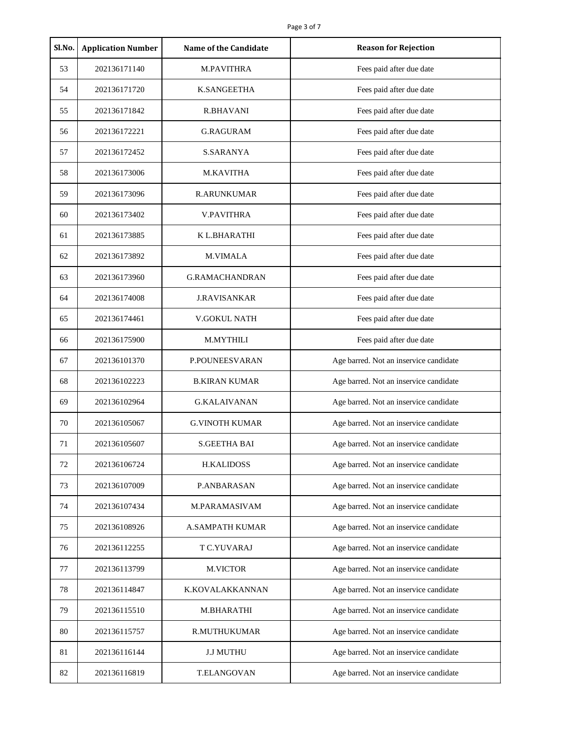| Sl.No. | Application Number | Name of the Candidate | Reason for Rejection |
|---|---|---|---|
| 53 | 202136171140 | M.PAVITHRA | Fees paid after due date |
| 54 | 202136171720 | K.SANGEETHA | Fees paid after due date |
| 55 | 202136171842 | R.BHAVANI | Fees paid after due date |
| 56 | 202136172221 | G.RAGURAM | Fees paid after due date |
| 57 | 202136172452 | S.SARANYA | Fees paid after due date |
| 58 | 202136173006 | M.KAVITHA | Fees paid after due date |
| 59 | 202136173096 | R.ARUNKUMAR | Fees paid after due date |
| 60 | 202136173402 | V.PAVITHRA | Fees paid after due date |
| 61 | 202136173885 | K L.BHARATHI | Fees paid after due date |
| 62 | 202136173892 | M.VIMALA | Fees paid after due date |
| 63 | 202136173960 | G.RAMACHANDRAN | Fees paid after due date |
| 64 | 202136174008 | J.RAVISANKAR | Fees paid after due date |
| 65 | 202136174461 | V.GOKUL NATH | Fees paid after due date |
| 66 | 202136175900 | M.MYTHILI | Fees paid after due date |
| 67 | 202136101370 | P.POUNEESVARAN | Age barred. Not an inservice candidate |
| 68 | 202136102223 | B.KIRAN KUMAR | Age barred. Not an inservice candidate |
| 69 | 202136102964 | G.KALAIVANAN | Age barred. Not an inservice candidate |
| 70 | 202136105067 | G.VINOTH KUMAR | Age barred. Not an inservice candidate |
| 71 | 202136105607 | S.GEETHA BAI | Age barred. Not an inservice candidate |
| 72 | 202136106724 | H.KALIDOSS | Age barred. Not an inservice candidate |
| 73 | 202136107009 | P.ANBARASAN | Age barred. Not an inservice candidate |
| 74 | 202136107434 | M.PARAMASIVAM | Age barred. Not an inservice candidate |
| 75 | 202136108926 | A.SAMPATH KUMAR | Age barred. Not an inservice candidate |
| 76 | 202136112255 | T C.YUVARAJ | Age barred. Not an inservice candidate |
| 77 | 202136113799 | M.VICTOR | Age barred. Not an inservice candidate |
| 78 | 202136114847 | K.KOVALAKKANNAN | Age barred. Not an inservice candidate |
| 79 | 202136115510 | M.BHARATHI | Age barred. Not an inservice candidate |
| 80 | 202136115757 | R.MUTHUKUMAR | Age barred. Not an inservice candidate |
| 81 | 202136116144 | J.J MUTHU | Age barred. Not an inservice candidate |
| 82 | 202136116819 | T.ELANGOVAN | Age barred. Not an inservice candidate |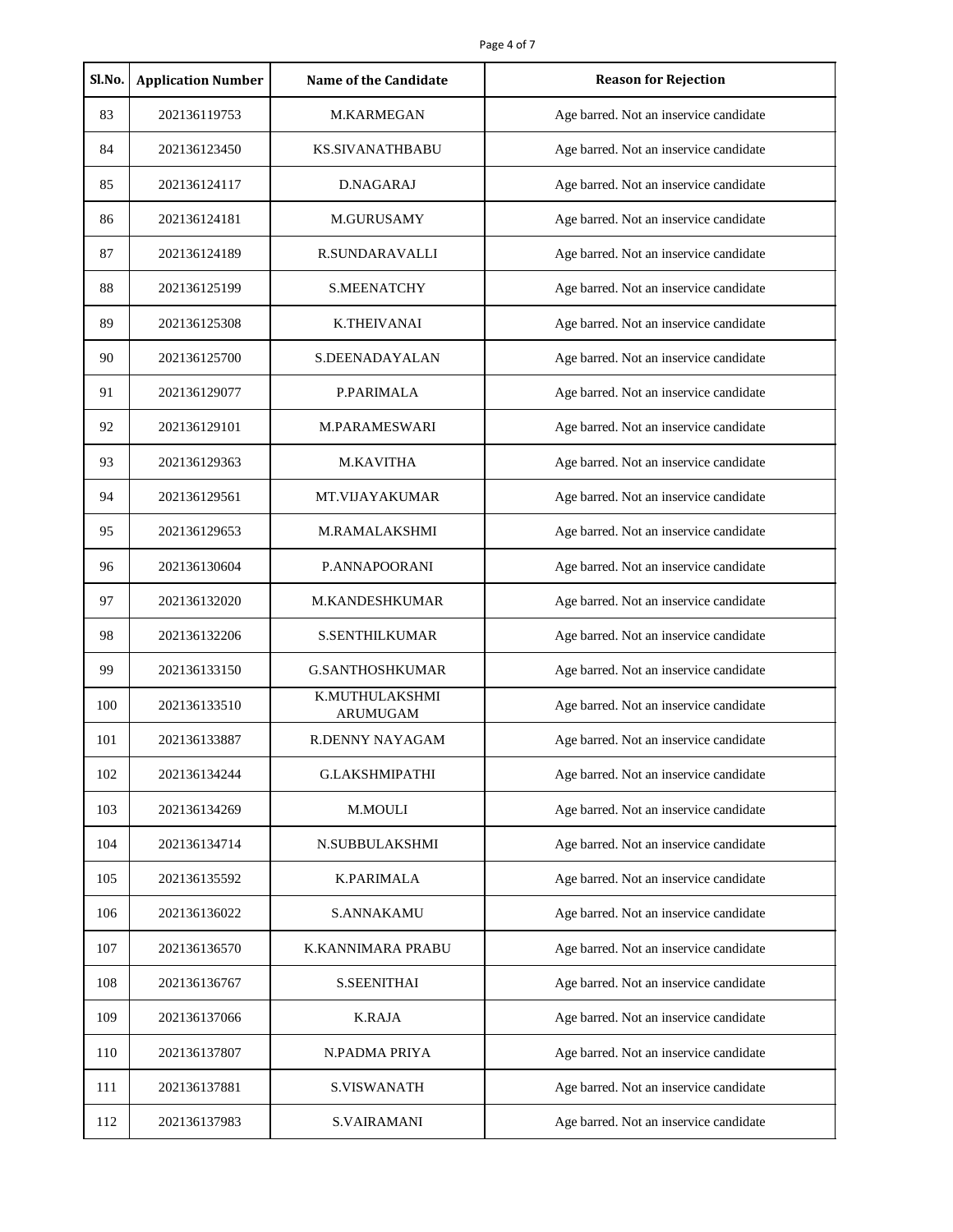| Sl.No. | Application Number | Name of the Candidate | Reason for Rejection |
|---|---|---|---|
| 83 | 202136119753 | M.KARMEGAN | Age barred. Not an inservice candidate |
| 84 | 202136123450 | KS.SIVANATHBABU | Age barred. Not an inservice candidate |
| 85 | 202136124117 | D.NAGARAJ | Age barred. Not an inservice candidate |
| 86 | 202136124181 | M.GURUSAMY | Age barred. Not an inservice candidate |
| 87 | 202136124189 | R.SUNDARAVALLI | Age barred. Not an inservice candidate |
| 88 | 202136125199 | S.MEENATCHY | Age barred. Not an inservice candidate |
| 89 | 202136125308 | K.THEIVANAI | Age barred. Not an inservice candidate |
| 90 | 202136125700 | S.DEENADAYALAN | Age barred. Not an inservice candidate |
| 91 | 202136129077 | P.PARIMALA | Age barred. Not an inservice candidate |
| 92 | 202136129101 | M.PARAMESWARI | Age barred. Not an inservice candidate |
| 93 | 202136129363 | M.KAVITHA | Age barred. Not an inservice candidate |
| 94 | 202136129561 | MT.VIJAYAKUMAR | Age barred. Not an inservice candidate |
| 95 | 202136129653 | M.RAMALAKSHMI | Age barred. Not an inservice candidate |
| 96 | 202136130604 | P.ANNAPOORANI | Age barred. Not an inservice candidate |
| 97 | 202136132020 | M.KANDESHKUMAR | Age barred. Not an inservice candidate |
| 98 | 202136132206 | S.SENTHILKUMAR | Age barred. Not an inservice candidate |
| 99 | 202136133150 | G.SANTHOSHKUMAR | Age barred. Not an inservice candidate |
| 100 | 202136133510 | K.MUTHULAKSHMI ARUMUGAM | Age barred. Not an inservice candidate |
| 101 | 202136133887 | R.DENNY NAYAGAM | Age barred. Not an inservice candidate |
| 102 | 202136134244 | G.LAKSHMIPATHI | Age barred. Not an inservice candidate |
| 103 | 202136134269 | M.MOULI | Age barred. Not an inservice candidate |
| 104 | 202136134714 | N.SUBBULAKSHMI | Age barred. Not an inservice candidate |
| 105 | 202136135592 | K.PARIMALA | Age barred. Not an inservice candidate |
| 106 | 202136136022 | S.ANNAKAMU | Age barred. Not an inservice candidate |
| 107 | 202136136570 | K.KANNIMARA PRABU | Age barred. Not an inservice candidate |
| 108 | 202136136767 | S.SEENITHAI | Age barred. Not an inservice candidate |
| 109 | 202136137066 | K.RAJA | Age barred. Not an inservice candidate |
| 110 | 202136137807 | N.PADMA PRIYA | Age barred. Not an inservice candidate |
| 111 | 202136137881 | S.VISWANATH | Age barred. Not an inservice candidate |
| 112 | 202136137983 | S.VAIRAMANI | Age barred. Not an inservice candidate |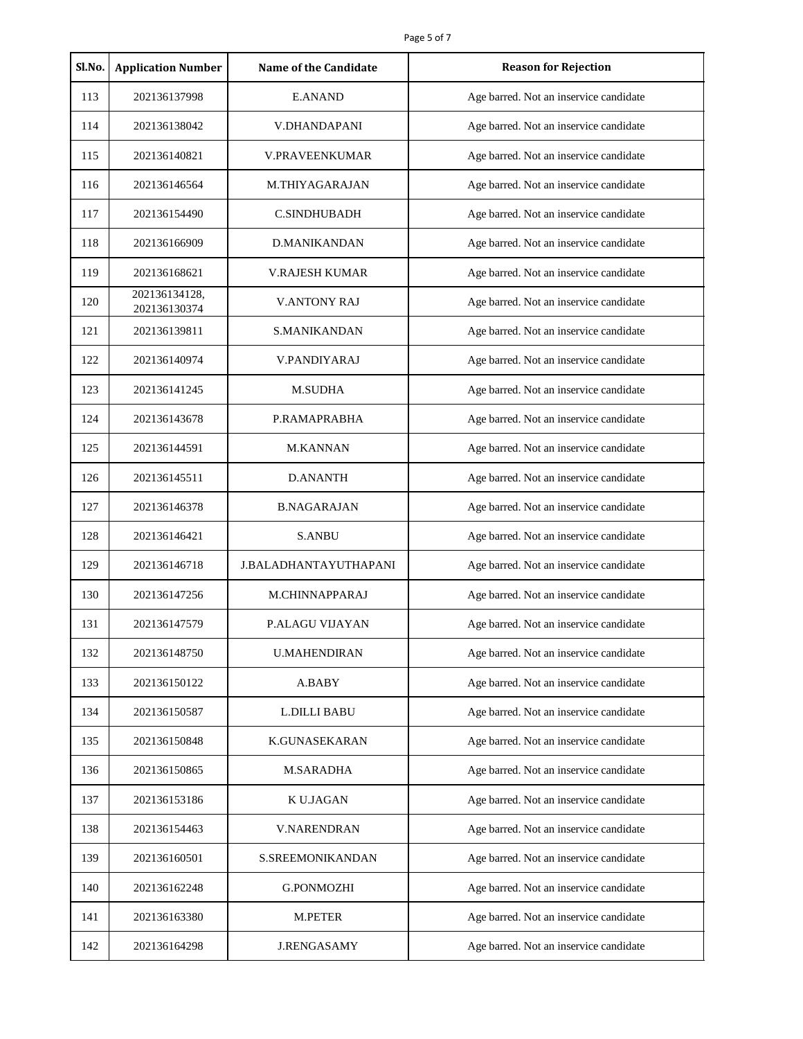| Sl.No. | Application Number | Name of the Candidate | Reason for Rejection |
|---|---|---|---|
| 113 | 202136137998 | E.ANAND | Age barred. Not an inservice candidate |
| 114 | 202136138042 | V.DHANDAPANI | Age barred. Not an inservice candidate |
| 115 | 202136140821 | V.PRAVEENKUMAR | Age barred. Not an inservice candidate |
| 116 | 202136146564 | M.THIYAGARAJAN | Age barred. Not an inservice candidate |
| 117 | 202136154490 | C.SINDHUBADH | Age barred. Not an inservice candidate |
| 118 | 202136166909 | D.MANIKANDAN | Age barred. Not an inservice candidate |
| 119 | 202136168621 | V.RAJESH KUMAR | Age barred. Not an inservice candidate |
| 120 | 202136134128, 202136130374 | V.ANTONY RAJ | Age barred. Not an inservice candidate |
| 121 | 202136139811 | S.MANIKANDAN | Age barred. Not an inservice candidate |
| 122 | 202136140974 | V.PANDIYARAJ | Age barred. Not an inservice candidate |
| 123 | 202136141245 | M.SUDHA | Age barred. Not an inservice candidate |
| 124 | 202136143678 | P.RAMAPRABHA | Age barred. Not an inservice candidate |
| 125 | 202136144591 | M.KANNAN | Age barred. Not an inservice candidate |
| 126 | 202136145511 | D.ANANTH | Age barred. Not an inservice candidate |
| 127 | 202136146378 | B.NAGARAJAN | Age barred. Not an inservice candidate |
| 128 | 202136146421 | S.ANBU | Age barred. Not an inservice candidate |
| 129 | 202136146718 | J.BALADHANTAYUTHAPANI | Age barred. Not an inservice candidate |
| 130 | 202136147256 | M.CHINNAPPARAJ | Age barred. Not an inservice candidate |
| 131 | 202136147579 | P.ALAGU VIJAYAN | Age barred. Not an inservice candidate |
| 132 | 202136148750 | U.MAHENDIRAN | Age barred. Not an inservice candidate |
| 133 | 202136150122 | A.BABY | Age barred. Not an inservice candidate |
| 134 | 202136150587 | L.DILLI BABU | Age barred. Not an inservice candidate |
| 135 | 202136150848 | K.GUNASEKARAN | Age barred. Not an inservice candidate |
| 136 | 202136150865 | M.SARADHA | Age barred. Not an inservice candidate |
| 137 | 202136153186 | K U.JAGAN | Age barred. Not an inservice candidate |
| 138 | 202136154463 | V.NARENDRAN | Age barred. Not an inservice candidate |
| 139 | 202136160501 | S.SREEMONIKANDAN | Age barred. Not an inservice candidate |
| 140 | 202136162248 | G.PONMOZHI | Age barred. Not an inservice candidate |
| 141 | 202136163380 | M.PETER | Age barred. Not an inservice candidate |
| 142 | 202136164298 | J.RENGASAMY | Age barred. Not an inservice candidate |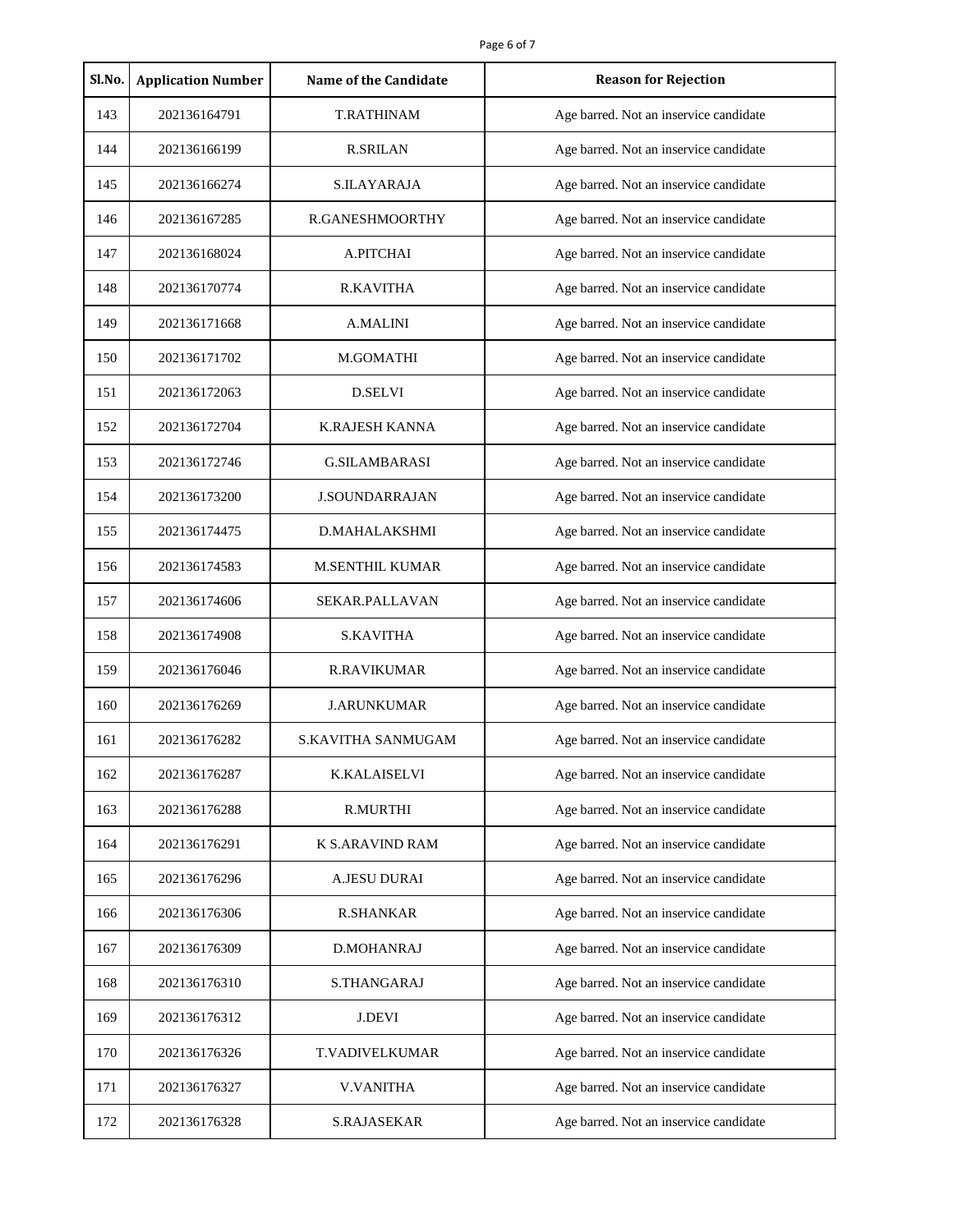| Sl.No. | Application Number | Name of the Candidate | Reason for Rejection |
|---|---|---|---|
| 143 | 202136164791 | T.RATHINAM | Age barred. Not an inservice candidate |
| 144 | 202136166199 | R.SRILAN | Age barred. Not an inservice candidate |
| 145 | 202136166274 | S.ILAYARAJA | Age barred. Not an inservice candidate |
| 146 | 202136167285 | R.GANESHMOORTHY | Age barred. Not an inservice candidate |
| 147 | 202136168024 | A.PITCHAI | Age barred. Not an inservice candidate |
| 148 | 202136170774 | R.KAVITHA | Age barred. Not an inservice candidate |
| 149 | 202136171668 | A.MALINI | Age barred. Not an inservice candidate |
| 150 | 202136171702 | M.GOMATHI | Age barred. Not an inservice candidate |
| 151 | 202136172063 | D.SELVI | Age barred. Not an inservice candidate |
| 152 | 202136172704 | K.RAJESH KANNA | Age barred. Not an inservice candidate |
| 153 | 202136172746 | G.SILAMBARASI | Age barred. Not an inservice candidate |
| 154 | 202136173200 | J.SOUNDARRAJAN | Age barred. Not an inservice candidate |
| 155 | 202136174475 | D.MAHALAKSHMI | Age barred. Not an inservice candidate |
| 156 | 202136174583 | M.SENTHIL KUMAR | Age barred. Not an inservice candidate |
| 157 | 202136174606 | SEKAR.PALLAVAN | Age barred. Not an inservice candidate |
| 158 | 202136174908 | S.KAVITHA | Age barred. Not an inservice candidate |
| 159 | 202136176046 | R.RAVIKUMAR | Age barred. Not an inservice candidate |
| 160 | 202136176269 | J.ARUNKUMAR | Age barred. Not an inservice candidate |
| 161 | 202136176282 | S.KAVITHA SANMUGAM | Age barred. Not an inservice candidate |
| 162 | 202136176287 | K.KALAISELVI | Age barred. Not an inservice candidate |
| 163 | 202136176288 | R.MURTHI | Age barred. Not an inservice candidate |
| 164 | 202136176291 | K S.ARAVIND RAM | Age barred. Not an inservice candidate |
| 165 | 202136176296 | A.JESU DURAI | Age barred. Not an inservice candidate |
| 166 | 202136176306 | R.SHANKAR | Age barred. Not an inservice candidate |
| 167 | 202136176309 | D.MOHANRAJ | Age barred. Not an inservice candidate |
| 168 | 202136176310 | S.THANGARAJ | Age barred. Not an inservice candidate |
| 169 | 202136176312 | J.DEVI | Age barred. Not an inservice candidate |
| 170 | 202136176326 | T.VADIVELKUMAR | Age barred. Not an inservice candidate |
| 171 | 202136176327 | V.VANITHA | Age barred. Not an inservice candidate |
| 172 | 202136176328 | S.RAJASEKAR | Age barred. Not an inservice candidate |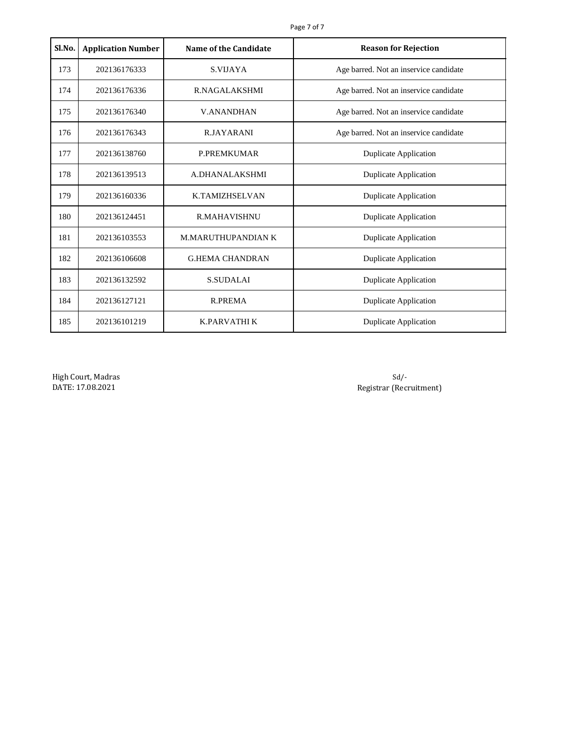| Sl.No. | Application Number | Name of the Candidate | Reason for Rejection |
|---|---|---|---|
| 173 | 202136176333 | S.VIJAYA | Age barred. Not an inservice candidate |
| 174 | 202136176336 | R.NAGALAKSHMI | Age barred. Not an inservice candidate |
| 175 | 202136176340 | V.ANANDHAN | Age barred. Not an inservice candidate |
| 176 | 202136176343 | R.JAYARANI | Age barred. Not an inservice candidate |
| 177 | 202136138760 | P.PREMKUMAR | Duplicate Application |
| 178 | 202136139513 | A.DHANALAKSHMI | Duplicate Application |
| 179 | 202136160336 | K.TAMIZHSELVAN | Duplicate Application |
| 180 | 202136124451 | R.MAHAVISHNU | Duplicate Application |
| 181 | 202136103553 | M.MARUTHUPANDIAN K | Duplicate Application |
| 182 | 202136106608 | G.HEMA CHANDRAN | Duplicate Application |
| 183 | 202136132592 | S.SUDALAI | Duplicate Application |
| 184 | 202136127121 | R.PREMA | Duplicate Application |
| 185 | 202136101219 | K.PARVATHI K | Duplicate Application |

High Court, Madras
DATE: 17.08.2021

Sd/-
Registrar (Recruitment)